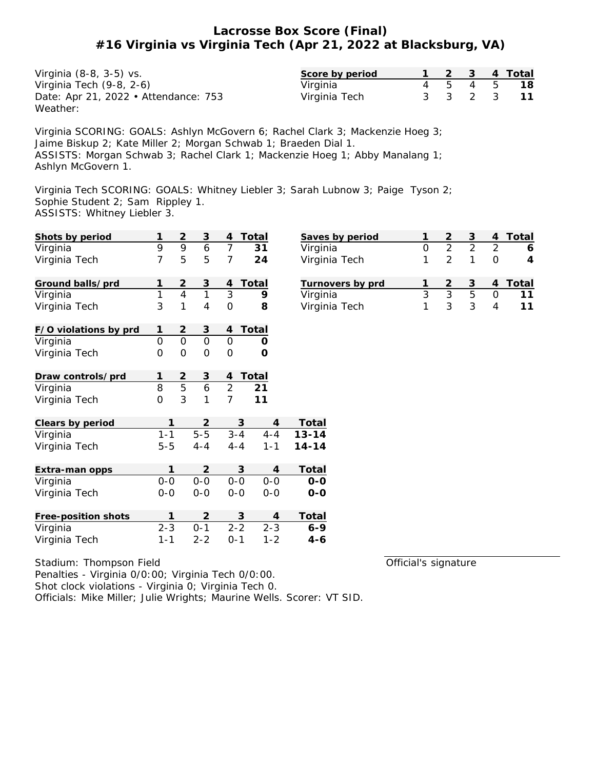# Lacrosse Box Score (Final)
## #16 Virginia vs Virginia Tech (Apr 21, 2022 at Blacksburg, VA)

Virginia (8-8, 3-5) vs.
Virginia Tech (9-8, 2-6)
Date: Apr 21, 2022 • Attendance: 753
Weather:

| Score by period | 1 | 2 | 3 | 4 | Total |
|---|---|---|---|---|---|
| Virginia | 4 | 5 | 4 | 5 | **18** |
| Virginia Tech | 3 | 3 | 2 | 3 | **11** |

Virginia SCORING: GOALS: Ashlyn McGovern 6; Rachel Clark 3; Mackenzie Hoeg 3; Jaime Biskup 2; Kate Miller 2; Morgan Schwab 1; Braeden Dial 1.
ASSISTS: Morgan Schwab 3; Rachel Clark 1; Mackenzie Hoeg 1; Abby Manalang 1; Ashlyn McGovern 1.

Virginia Tech SCORING: GOALS: Whitney Liebler 3; Sarah Lubnow 3; Paige Tyson 2; Sophie Student 2; Sam Rippley 1.
ASSISTS: Whitney Liebler 3.

| Shots by period | 1 | 2 | 3 | 4 | Total |
|---|---|---|---|---|---|
| Virginia | 9 | 9 | 6 | 7 | **31** |
| Virginia Tech | 7 | 5 | 5 | 7 | **24** |

| Saves by period | 1 | 2 | 3 | 4 | Total |
|---|---|---|---|---|---|
| Virginia | 0 | 2 | 2 | 2 | **6** |
| Virginia Tech | 1 | 2 | 1 | 0 | **4** |

| Ground balls/prd | 1 | 2 | 3 | 4 | Total |
|---|---|---|---|---|---|
| Virginia | 1 | 4 | 1 | 3 | **9** |
| Virginia Tech | 3 | 1 | 4 | 0 | **8** |

| Turnovers by prd | 1 | 2 | 3 | 4 | Total |
|---|---|---|---|---|---|
| Virginia | 3 | 3 | 5 | 0 | **11** |
| Virginia Tech | 1 | 3 | 3 | 4 | **11** |

| F/O violations by prd | 1 | 2 | 3 | 4 | Total |
|---|---|---|---|---|---|
| Virginia | 0 | 0 | 0 | 0 | **0** |
| Virginia Tech | 0 | 0 | 0 | 0 | **0** |

| Draw controls/prd | 1 | 2 | 3 | 4 | Total |
|---|---|---|---|---|---|
| Virginia | 8 | 5 | 6 | 2 | **21** |
| Virginia Tech | 0 | 3 | 1 | 7 | **11** |

| Clears by period | 1 | 2 | 3 | 4 | Total |
|---|---|---|---|---|---|
| Virginia | 1-1 | 5-5 | 3-4 | 4-4 | **13-14** |
| Virginia Tech | 5-5 | 4-4 | 4-4 | 1-1 | **14-14** |

| Extra-man opps | 1 | 2 | 3 | 4 | Total |
|---|---|---|---|---|---|
| Virginia | 0-0 | 0-0 | 0-0 | 0-0 | **0-0** |
| Virginia Tech | 0-0 | 0-0 | 0-0 | 0-0 | **0-0** |

| Free-position shots | 1 | 2 | 3 | 4 | Total |
|---|---|---|---|---|---|
| Virginia | 2-3 | 0-1 | 2-2 | 2-3 | **6-9** |
| Virginia Tech | 1-1 | 2-2 | 0-1 | 1-2 | **4-6** |

Stadium: Thompson Field
Penalties - Virginia 0/0:00; Virginia Tech 0/0:00.
Shot clock violations - Virginia 0; Virginia Tech 0.
Officials: Mike Miller; Julie Wrights; Maurine Wells. Scorer: VT SID.

Official's signature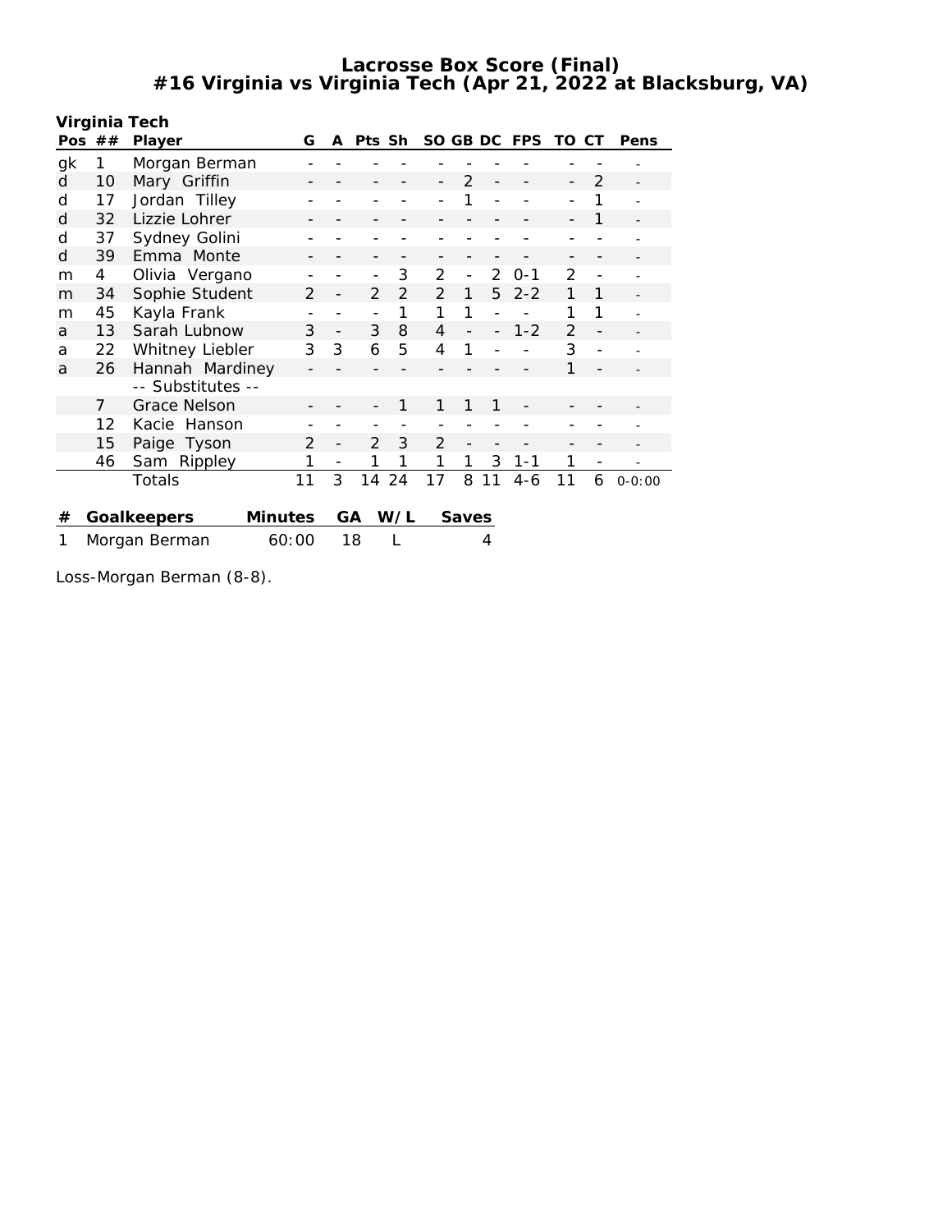# Lacrosse Box Score (Final)
# #16 Virginia vs Virginia Tech (Apr 21, 2022 at Blacksburg, VA)

**Virginia Tech**

| Pos | ## | Player | G | A | Pts | Sh | SO | GB | DC | FPS | TO | CT | Pens |
|---|---|---|---|---|---|---|---|---|---|---|---|---|---|
| gk | 1 | Morgan Berman | - | - | - | - | - | - | - | - | - | - | - |
| d | 10 | Mary Griffin | - | - | - | - | - | 2 | - | - | - | 2 | - |
| d | 17 | Jordan Tilley | - | - | - | - | - | 1 | - | - | - | 1 | - |
| d | 32 | Lizzie Lohrer | - | - | - | - | - | - | - | - | - | 1 | - |
| d | 37 | Sydney Golini | - | - | - | - | - | - | - | - | - | - | - |
| d | 39 | Emma Monte | - | - | - | - | - | - | - | - | - | - | - |
| m | 4 | Olivia Vergano | - | - | - | 3 | 2 | - | 2 | 0-1 | 2 | - | - |
| m | 34 | Sophie Student | 2 | - | 2 | 2 | 2 | 1 | 5 | 2-2 | 1 | 1 | - |
| m | 45 | Kayla Frank | - | - | - | 1 | 1 | 1 | - | - | 1 | 1 | - |
| a | 13 | Sarah Lubnow | 3 | - | 3 | 8 | 4 | - | - | 1-2 | 2 | - | - |
| a | 22 | Whitney Liebler | 3 | 3 | 6 | 5 | 4 | 1 | - | - | 3 | - | - |
| a | 26 | Hannah Mardiney | - | - | - | - | - | - | - | - | 1 | - | - |
| | | -- Substitutes -- | | | | | | | | | | | |
| | 7 | Grace Nelson | - | - | - | 1 | 1 | 1 | 1 | - | - | - | - |
| | 12 | Kacie Hanson | - | - | - | - | - | - | - | - | - | - | - |
| | 15 | Paige Tyson | 2 | - | 2 | 3 | 2 | - | - | - | - | - | - |
| | 46 | Sam Rippley | 1 | - | 1 | 1 | 1 | 1 | 3 | 1-1 | 1 | - | - |
| | | Totals | 11 | 3 | 14 | 24 | 17 | 8 | 11 | 4-6 | 11 | 6 | 0-0:00 |

| # | Goalkeepers | Minutes | GA | W/L | Saves |
|---|---|---|---|---|---|
| 1 | Morgan Berman | 60:00 | 18 | L | 4 |

Loss-Morgan Berman (8-8).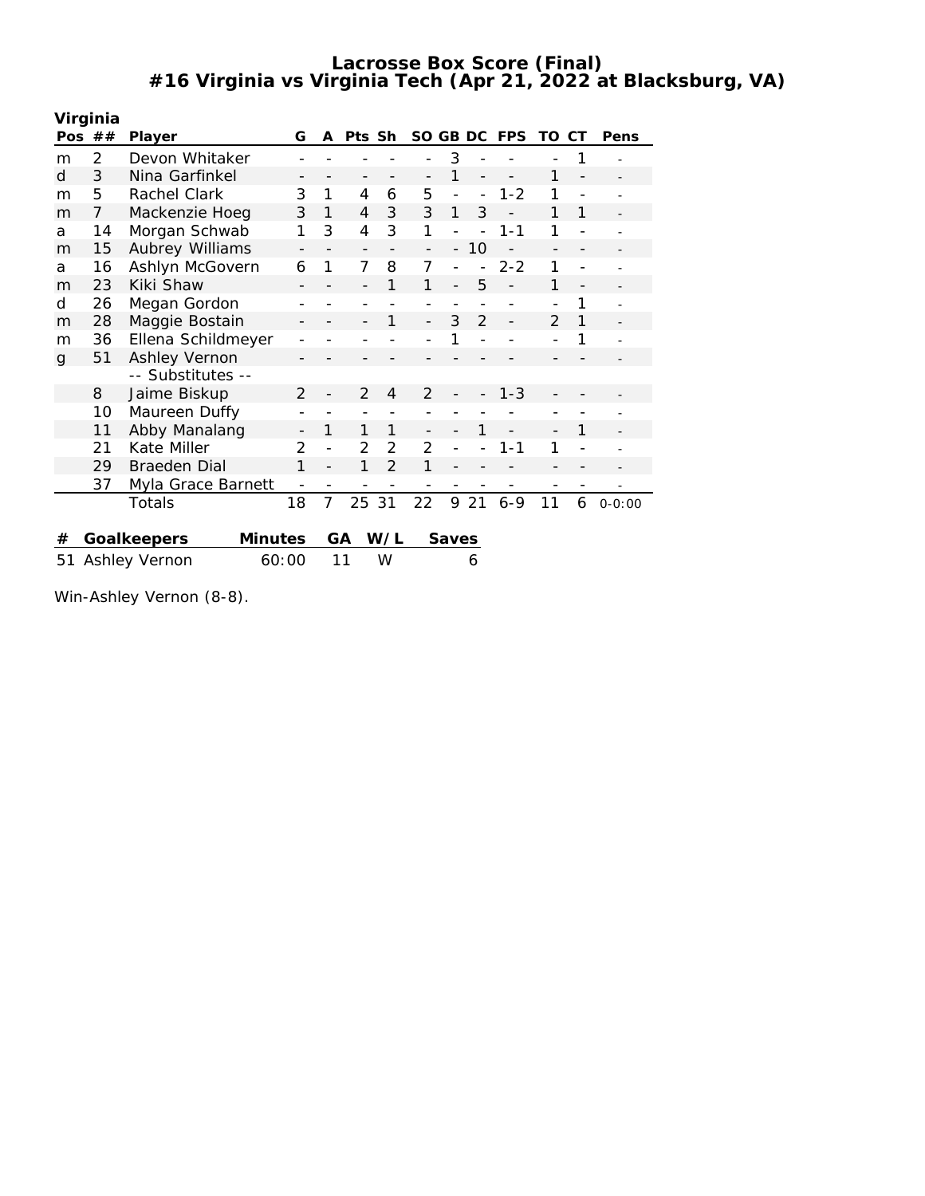# Lacrosse Box Score (Final)
## #16 Virginia vs Virginia Tech (Apr 21, 2022 at Blacksburg, VA)

**Virginia**

| Pos | ## | Player | G | A | Pts | Sh | SO | GB | DC | FPS | TO | CT | Pens |
|---|---|---|---|---|---|---|---|---|---|---|---|---|---|
| m | 2 | Devon Whitaker | - | - | - | - | - | 3 | - | - | - | 1 | - |
| d | 3 | Nina Garfinkel | - | - | - | - | - | 1 | - | - | 1 | - | - |
| m | 5 | Rachel Clark | 3 | 1 | 4 | 6 | 5 | - | - | 1-2 | 1 | - | - |
| m | 7 | Mackenzie Hoeg | 3 | 1 | 4 | 3 | 3 | 1 | 3 | - | 1 | 1 | - |
| a | 14 | Morgan Schwab | 1 | 3 | 4 | 3 | 1 | - | - | 1-1 | 1 | - | - |
| m | 15 | Aubrey Williams | - | - | - | - | - | - | 10 | - | - | - | - |
| a | 16 | Ashlyn McGovern | 6 | 1 | 7 | 8 | 7 | - | - | 2-2 | 1 | - | - |
| m | 23 | Kiki Shaw | - | - | - | 1 | 1 | - | 5 | - | 1 | - | - |
| d | 26 | Megan Gordon | - | - | - | - | - | - | - | - | - | 1 | - |
| m | 28 | Maggie Bostain | - | - | - | 1 | - | 3 | 2 | - | 2 | 1 | - |
| m | 36 | Ellena Schildmeyer | - | - | - | - | - | 1 | - | - | - | 1 | - |
| g | 51 | Ashley Vernon | - | - | - | - | - | - | - | - | - | - | - |
| | | -- Substitutes -- | | | | | | | | | | | |
| | 8 | Jaime Biskup | 2 | - | 2 | 4 | 2 | - | - | 1-3 | - | - | - |
| | 10 | Maureen Duffy | - | - | - | - | - | - | - | - | - | - | - |
| | 11 | Abby Manalang | - | 1 | 1 | 1 | - | - | 1 | - | - | 1 | - |
| | 21 | Kate Miller | 2 | - | 2 | 2 | 2 | - | - | 1-1 | 1 | - | - |
| | 29 | Braeden Dial | 1 | - | 1 | 2 | 1 | - | - | - | - | - | - |
| | 37 | Myla Grace Barnett | - | - | - | - | - | - | - | - | - | - | - |
| | | Totals | 18 | 7 | 25 | 31 | 22 | 9 | 21 | 6-9 | 11 | 6 | 0-0:00 |

| # | Goalkeepers | Minutes | GA | W/L | Saves |
|---|---|---|---|---|---|
| 51 | Ashley Vernon | 60:00 | 11 | W | 6 |

Win-Ashley Vernon (8-8).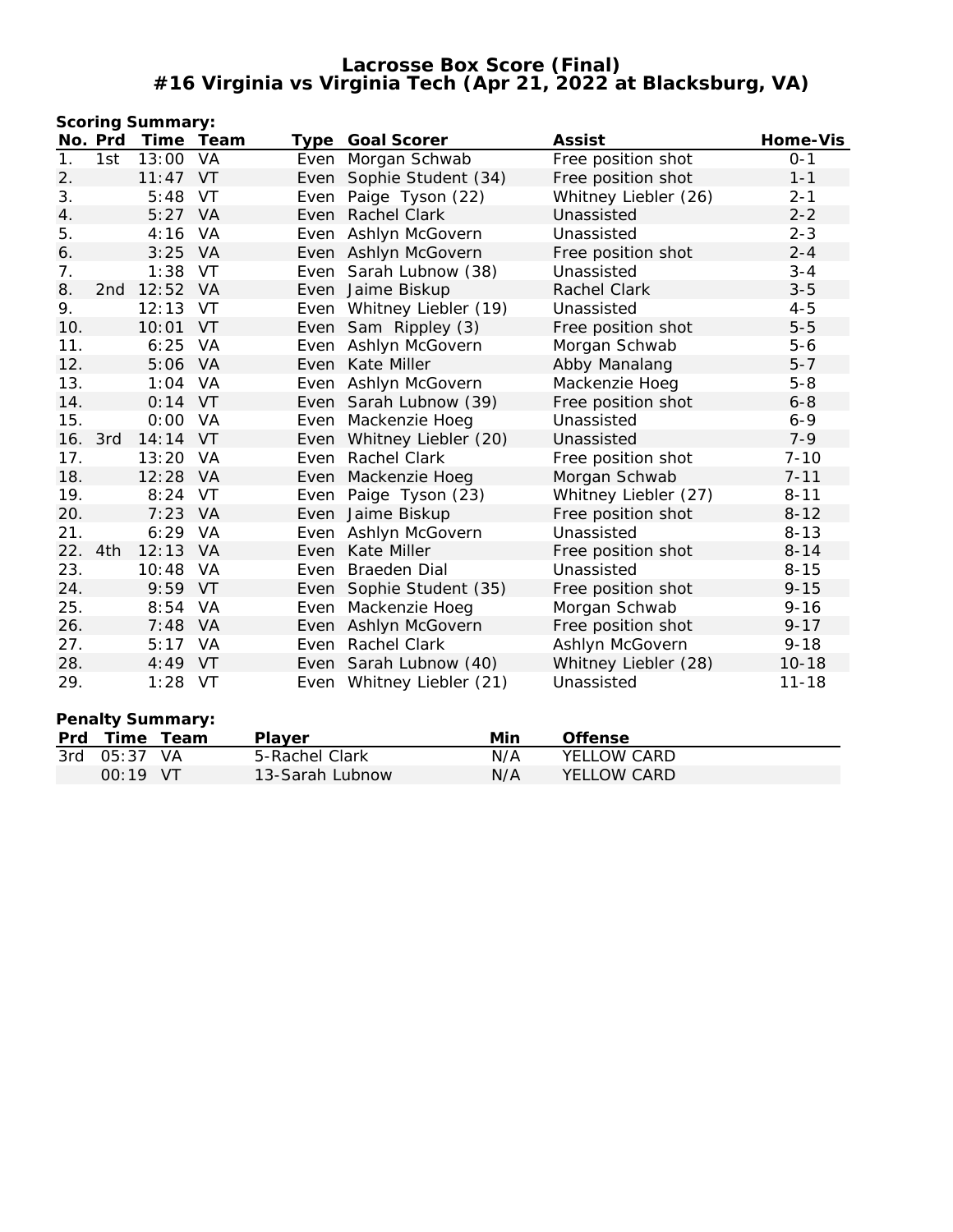# Lacrosse Box Score (Final)
# #16 Virginia vs Virginia Tech (Apr 21, 2022 at Blacksburg, VA)

**Scoring Summary:**

| No. | Prd | Time | Team | Type | Goal Scorer | Assist | Home-Vis |
|---|---|---|---|---|---|---|---|
| 1. | 1st | 13:00 | VA | Even | Morgan Schwab | Free position shot | 0-1 |
| 2. | | 11:47 | VT | Even | Sophie Student (34) | Free position shot | 1-1 |
| 3. | | 5:48 | VT | Even | Paige Tyson (22) | Whitney Liebler (26) | 2-1 |
| 4. | | 5:27 | VA | Even | Rachel Clark | Unassisted | 2-2 |
| 5. | | 4:16 | VA | Even | Ashlyn McGovern | Unassisted | 2-3 |
| 6. | | 3:25 | VA | Even | Ashlyn McGovern | Free position shot | 2-4 |
| 7. | | 1:38 | VT | Even | Sarah Lubnow (38) | Unassisted | 3-4 |
| 8. | 2nd | 12:52 | VA | Even | Jaime Biskup | Rachel Clark | 3-5 |
| 9. | | 12:13 | VT | Even | Whitney Liebler (19) | Unassisted | 4-5 |
| 10. | | 10:01 | VT | Even | Sam Rippley (3) | Free position shot | 5-5 |
| 11. | | 6:25 | VA | Even | Ashlyn McGovern | Morgan Schwab | 5-6 |
| 12. | | 5:06 | VA | Even | Kate Miller | Abby Manalang | 5-7 |
| 13. | | 1:04 | VA | Even | Ashlyn McGovern | Mackenzie Hoeg | 5-8 |
| 14. | | 0:14 | VT | Even | Sarah Lubnow (39) | Free position shot | 6-8 |
| 15. | | 0:00 | VA | Even | Mackenzie Hoeg | Unassisted | 6-9 |
| 16. | 3rd | 14:14 | VT | Even | Whitney Liebler (20) | Unassisted | 7-9 |
| 17. | | 13:20 | VA | Even | Rachel Clark | Free position shot | 7-10 |
| 18. | | 12:28 | VA | Even | Mackenzie Hoeg | Morgan Schwab | 7-11 |
| 19. | | 8:24 | VT | Even | Paige Tyson (23) | Whitney Liebler (27) | 8-11 |
| 20. | | 7:23 | VA | Even | Jaime Biskup | Free position shot | 8-12 |
| 21. | | 6:29 | VA | Even | Ashlyn McGovern | Unassisted | 8-13 |
| 22. | 4th | 12:13 | VA | Even | Kate Miller | Free position shot | 8-14 |
| 23. | | 10:48 | VA | Even | Braeden Dial | Unassisted | 8-15 |
| 24. | | 9:59 | VT | Even | Sophie Student (35) | Free position shot | 9-15 |
| 25. | | 8:54 | VA | Even | Mackenzie Hoeg | Morgan Schwab | 9-16 |
| 26. | | 7:48 | VA | Even | Ashlyn McGovern | Free position shot | 9-17 |
| 27. | | 5:17 | VA | Even | Rachel Clark | Ashlyn McGovern | 9-18 |
| 28. | | 4:49 | VT | Even | Sarah Lubnow (40) | Whitney Liebler (28) | 10-18 |
| 29. | | 1:28 | VT | Even | Whitney Liebler (21) | Unassisted | 11-18 |

**Penalty Summary:**

| Prd | Time | Team | Player | Min | Offense |
|---|---|---|---|---|---|
| 3rd | 05:37 | VA | 5-Rachel Clark | N/A | YELLOW CARD |
| | 00:19 | VT | 13-Sarah Lubnow | N/A | YELLOW CARD |